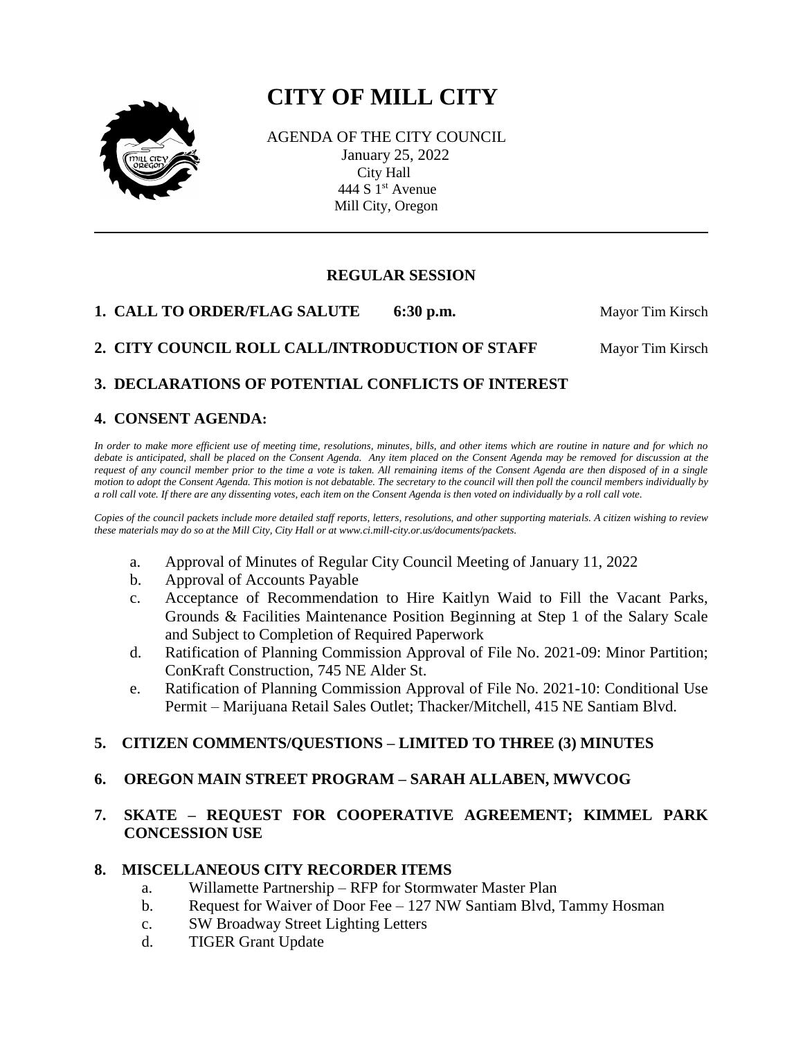# CITY OF MILL CITY

AGENDA OF THE CITY COUNCIL
January 25, 2022
City Hall
444 S 1st Avenue
Mill City, Oregon

---

## REGULAR SESSION

**1. CALL TO ORDER/FLAG SALUTE 6:30 p.m.** Mayor Tim Kirsch

**2. CITY COUNCIL ROLL CALL/INTRODUCTION OF STAFF** Mayor Tim Kirsch

**3. DECLARATIONS OF POTENTIAL CONFLICTS OF INTEREST**

**4. CONSENT AGENDA:**

*In order to make more efficient use of meeting time, resolutions, minutes, bills, and other items which are routine in nature and for which no debate is anticipated, shall be placed on the Consent Agenda. Any item placed on the Consent Agenda may be removed for discussion at the request of any council member prior to the time a vote is taken. All remaining items of the Consent Agenda are then disposed of in a single motion to adopt the Consent Agenda. This motion is not debatable. The secretary to the council will then poll the council members individually by a roll call vote. If there are any dissenting votes, each item on the Consent Agenda is then voted on individually by a roll call vote.*

*Copies of the council packets include more detailed staff reports, letters, resolutions, and other supporting materials. A citizen wishing to review these materials may do so at the Mill City, City Hall or at www.ci.mill-city.or.us/documents/packets.*

a. Approval of Minutes of Regular City Council Meeting of January 11, 2022
b. Approval of Accounts Payable
c. Acceptance of Recommendation to Hire Kaitlyn Waid to Fill the Vacant Parks, Grounds & Facilities Maintenance Position Beginning at Step 1 of the Salary Scale and Subject to Completion of Required Paperwork
d. Ratification of Planning Commission Approval of File No. 2021-09: Minor Partition; ConKraft Construction, 745 NE Alder St.
e. Ratification of Planning Commission Approval of File No. 2021-10: Conditional Use Permit – Marijuana Retail Sales Outlet; Thacker/Mitchell, 415 NE Santiam Blvd.

**5. CITIZEN COMMENTS/QUESTIONS – LIMITED TO THREE (3) MINUTES**

**6. OREGON MAIN STREET PROGRAM – SARAH ALLABEN, MWVCOG**

**7. SKATE – REQUEST FOR COOPERATIVE AGREEMENT; KIMMEL PARK CONCESSION USE**

**8. MISCELLANEOUS CITY RECORDER ITEMS**

a. Willamette Partnership – RFP for Stormwater Master Plan
b. Request for Waiver of Door Fee – 127 NW Santiam Blvd, Tammy Hosman
c. SW Broadway Street Lighting Letters
d. TIGER Grant Update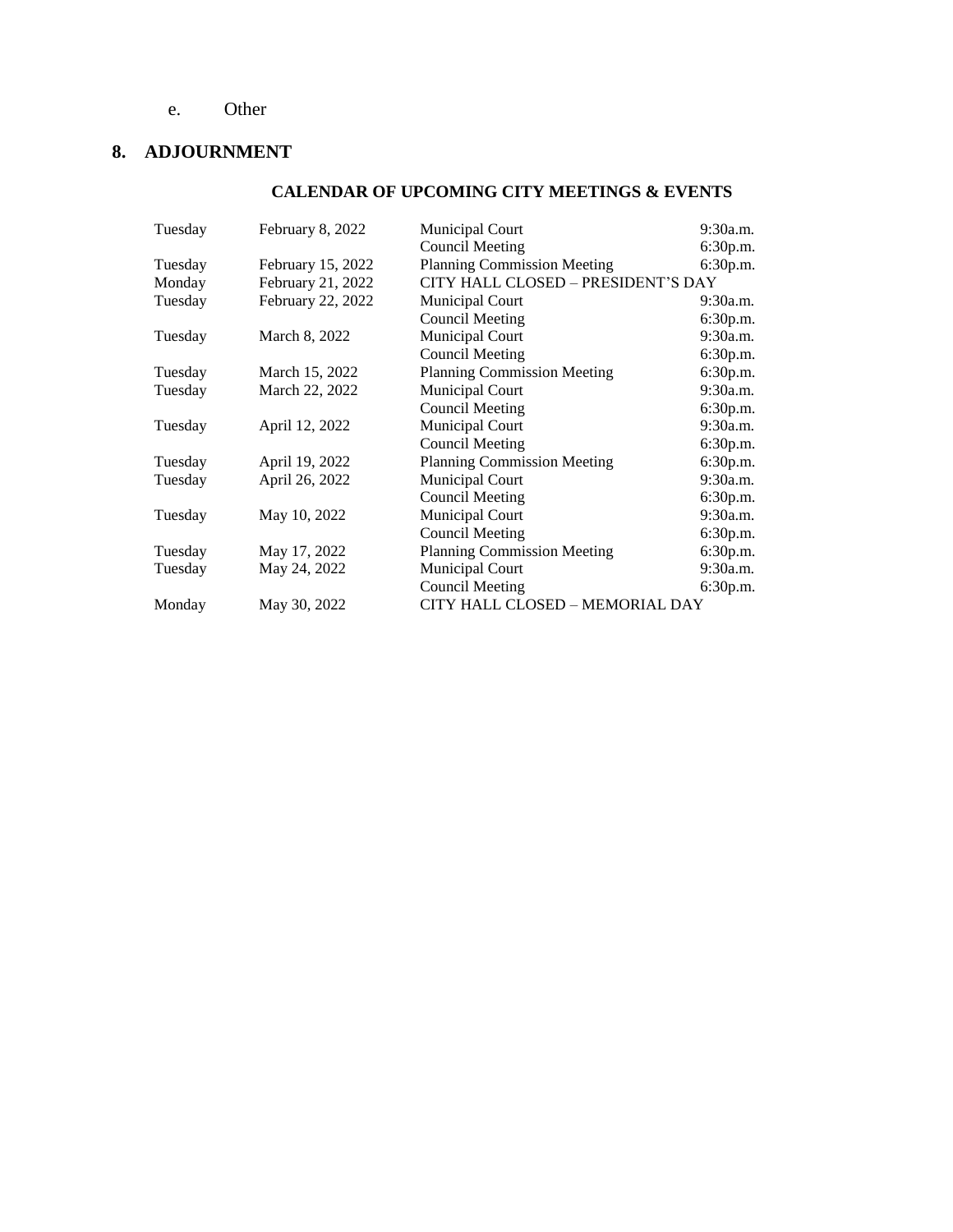e. Other

## 8. ADJOURNMENT

### CALENDAR OF UPCOMING CITY MEETINGS & EVENTS

| | | | |
|---|---|---|---|
| Tuesday | February 8, 2022 | Municipal Court | 9:30a.m. |
| | | Council Meeting | 6:30p.m. |
| Tuesday | February 15, 2022 | Planning Commission Meeting | 6:30p.m. |
| Monday | February 21, 2022 | CITY HALL CLOSED – PRESIDENT'S DAY | |
| Tuesday | February 22, 2022 | Municipal Court | 9:30a.m. |
| | | Council Meeting | 6:30p.m. |
| Tuesday | March 8, 2022 | Municipal Court | 9:30a.m. |
| | | Council Meeting | 6:30p.m. |
| Tuesday | March 15, 2022 | Planning Commission Meeting | 6:30p.m. |
| Tuesday | March 22, 2022 | Municipal Court | 9:30a.m. |
| | | Council Meeting | 6:30p.m. |
| Tuesday | April 12, 2022 | Municipal Court | 9:30a.m. |
| | | Council Meeting | 6:30p.m. |
| Tuesday | April 19, 2022 | Planning Commission Meeting | 6:30p.m. |
| Tuesday | April 26, 2022 | Municipal Court | 9:30a.m. |
| | | Council Meeting | 6:30p.m. |
| Tuesday | May 10, 2022 | Municipal Court | 9:30a.m. |
| | | Council Meeting | 6:30p.m. |
| Tuesday | May 17, 2022 | Planning Commission Meeting | 6:30p.m. |
| Tuesday | May 24, 2022 | Municipal Court | 9:30a.m. |
| | | Council Meeting | 6:30p.m. |
| Monday | May 30, 2022 | CITY HALL CLOSED – MEMORIAL DAY | |